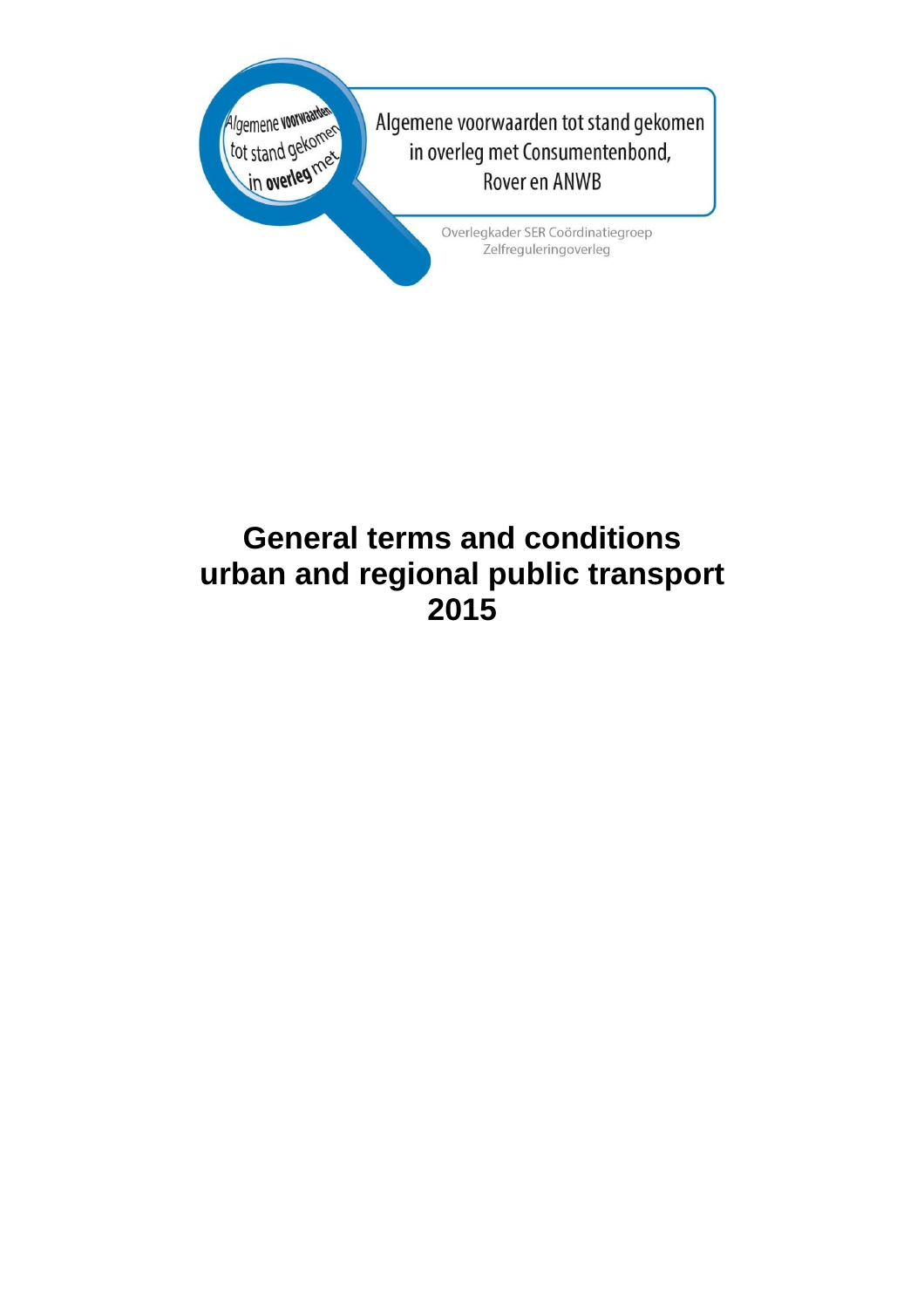Algemene voorwaarden tot stand gekomen in overleg met Consumentenbond, Rover en ANWB

Overlegkader SER Coördinatiegroep Zelfreguleringoverleg

# General terms and conditions urban and regional public transport 2015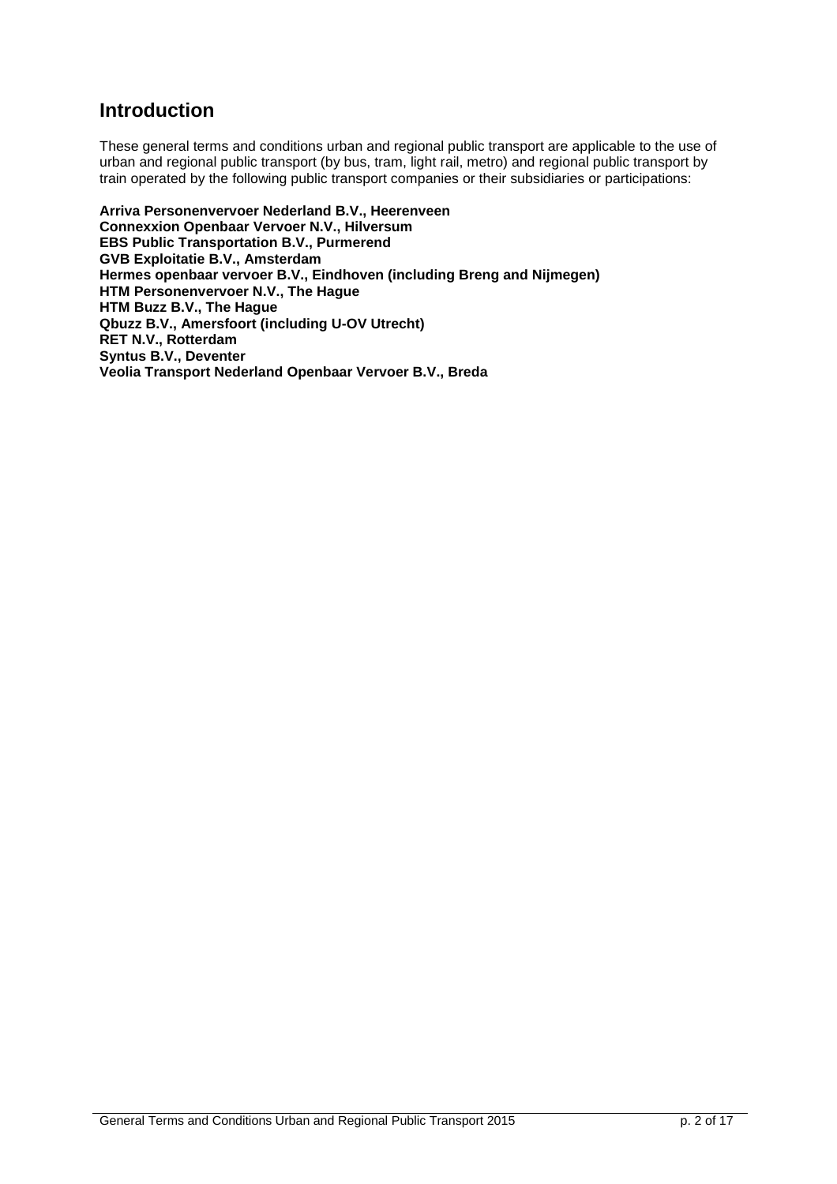## Introduction

These general terms and conditions urban and regional public transport are applicable to the use of urban and regional public transport (by bus, tram, light rail, metro) and regional public transport by train operated by the following public transport companies or their subsidiaries or participations:

**Arriva Personenvervoer Nederland B.V., Heerenveen**
**Connexxion Openbaar Vervoer N.V., Hilversum**
**EBS Public Transportation B.V., Purmerend**
**GVB Exploitatie B.V., Amsterdam**
**Hermes openbaar vervoer B.V., Eindhoven (including Breng and Nijmegen)**
**HTM Personenvervoer N.V., The Hague**
**HTM Buzz B.V., The Hague**
**Qbuzz B.V., Amersfoort (including U-OV Utrecht)**
**RET N.V., Rotterdam**
**Syntus B.V., Deventer**
**Veolia Transport Nederland Openbaar Vervoer B.V., Breda**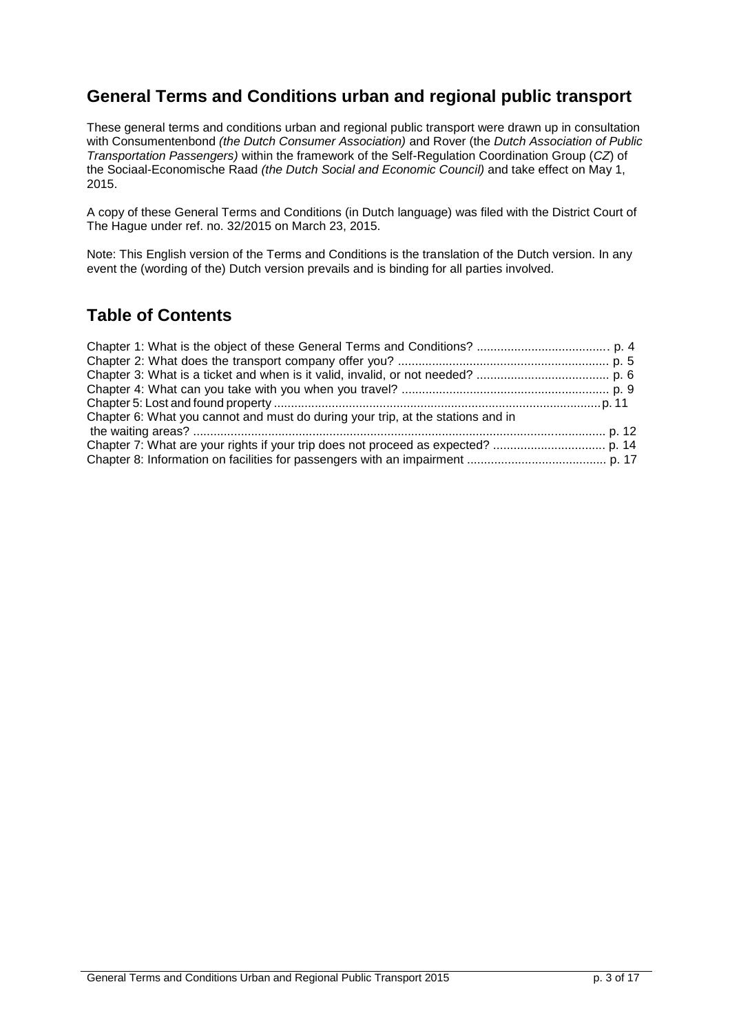## General Terms and Conditions urban and regional public transport

These general terms and conditions urban and regional public transport were drawn up in consultation with Consumentenbond *(the Dutch Consumer Association)* and Rover (the *Dutch Association of Public Transportation Passengers)* within the framework of the Self-Regulation Coordination Group (*CZ*) of the Sociaal-Economische Raad *(the Dutch Social and Economic Council)* and take effect on May 1, 2015.

A copy of these General Terms and Conditions (in Dutch language) was filed with the District Court of The Hague under ref. no. 32/2015 on March 23, 2015.

Note: This English version of the Terms and Conditions is the translation of the Dutch version. In any event the (wording of the) Dutch version prevails and is binding for all parties involved.

## Table of Contents

Chapter 1: What is the object of these General Terms and Conditions? ....................................... p. 4
Chapter 2: What does the transport company offer you? .............................................................. p. 5
Chapter 3: What is a ticket and when is it valid, invalid, or not needed? ....................................... p. 6
Chapter 4: What can you take with you when you travel? ............................................................. p. 9
Chapter 5: Lost and found property ............................................................................................... p. 11
Chapter 6: What you cannot and must do during your trip, at the stations and in the waiting areas? ......................................................................................................................... p. 12
Chapter 7: What are your rights if your trip does not proceed as expected? ................................. p. 14
Chapter 8: Information on facilities for passengers with an impairment ......................................... p. 17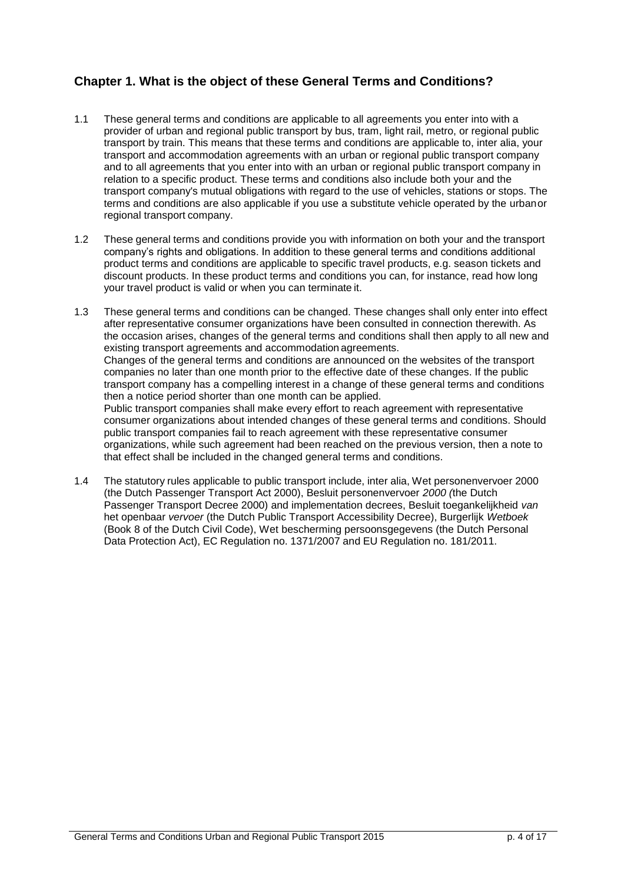## Chapter 1. What is the object of these General Terms and Conditions?

1.1 These general terms and conditions are applicable to all agreements you enter into with a provider of urban and regional public transport by bus, tram, light rail, metro, or regional public transport by train. This means that these terms and conditions are applicable to, inter alia, your transport and accommodation agreements with an urban or regional public transport company and to all agreements that you enter into with an urban or regional public transport company in relation to a specific product. These terms and conditions also include both your and the transport company's mutual obligations with regard to the use of vehicles, stations or stops. The terms and conditions are also applicable if you use a substitute vehicle operated by the urbanor regional transport company.

1.2 These general terms and conditions provide you with information on both your and the transport company's rights and obligations. In addition to these general terms and conditions additional product terms and conditions are applicable to specific travel products, e.g. season tickets and discount products. In these product terms and conditions you can, for instance, read how long your travel product is valid or when you can terminate it.

1.3 These general terms and conditions can be changed. These changes shall only enter into effect after representative consumer organizations have been consulted in connection therewith. As the occasion arises, changes of the general terms and conditions shall then apply to all new and existing transport agreements and accommodation agreements.
Changes of the general terms and conditions are announced on the websites of the transport companies no later than one month prior to the effective date of these changes. If the public transport company has a compelling interest in a change of these general terms and conditions then a notice period shorter than one month can be applied.
Public transport companies shall make every effort to reach agreement with representative consumer organizations about intended changes of these general terms and conditions. Should public transport companies fail to reach agreement with these representative consumer organizations, while such agreement had been reached on the previous version, then a note to that effect shall be included in the changed general terms and conditions.

1.4 The statutory rules applicable to public transport include, inter alia, Wet personenvervoer 2000 (the Dutch Passenger Transport Act 2000), Besluit personenvervoer *2000 (*the Dutch Passenger Transport Decree 2000) and implementation decrees, Besluit toegankelijkheid *van* het openbaar *vervoer* (the Dutch Public Transport Accessibility Decree), Burgerlijk *Wetboek* (Book 8 of the Dutch Civil Code), Wet bescherming persoonsgegevens (the Dutch Personal Data Protection Act), EC Regulation no. 1371/2007 and EU Regulation no. 181/2011.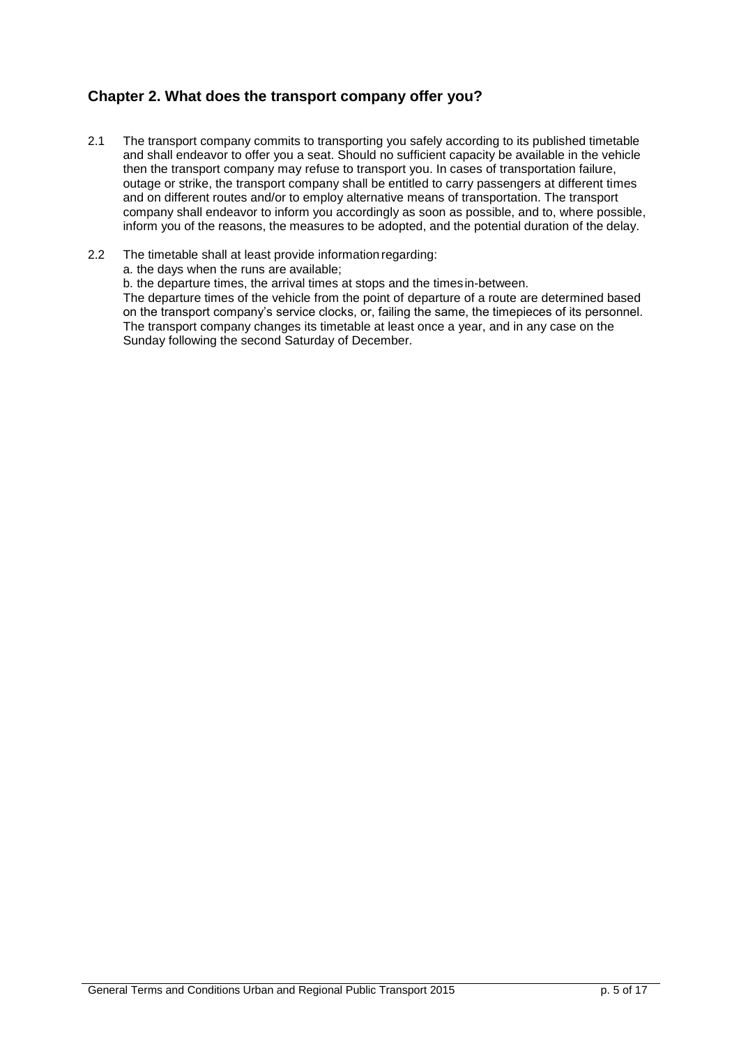## Chapter 2. What does the transport company offer you?

2.1 The transport company commits to transporting you safely according to its published timetable and shall endeavor to offer you a seat. Should no sufficient capacity be available in the vehicle then the transport company may refuse to transport you. In cases of transportation failure, outage or strike, the transport company shall be entitled to carry passengers at different times and on different routes and/or to employ alternative means of transportation. The transport company shall endeavor to inform you accordingly as soon as possible, and to, where possible, inform you of the reasons, the measures to be adopted, and the potential duration of the delay.

2.2 The timetable shall at least provide information regarding:
a. the days when the runs are available;
b. the departure times, the arrival times at stops and the times in-between.
The departure times of the vehicle from the point of departure of a route are determined based on the transport company's service clocks, or, failing the same, the timepieces of its personnel. The transport company changes its timetable at least once a year, and in any case on the Sunday following the second Saturday of December.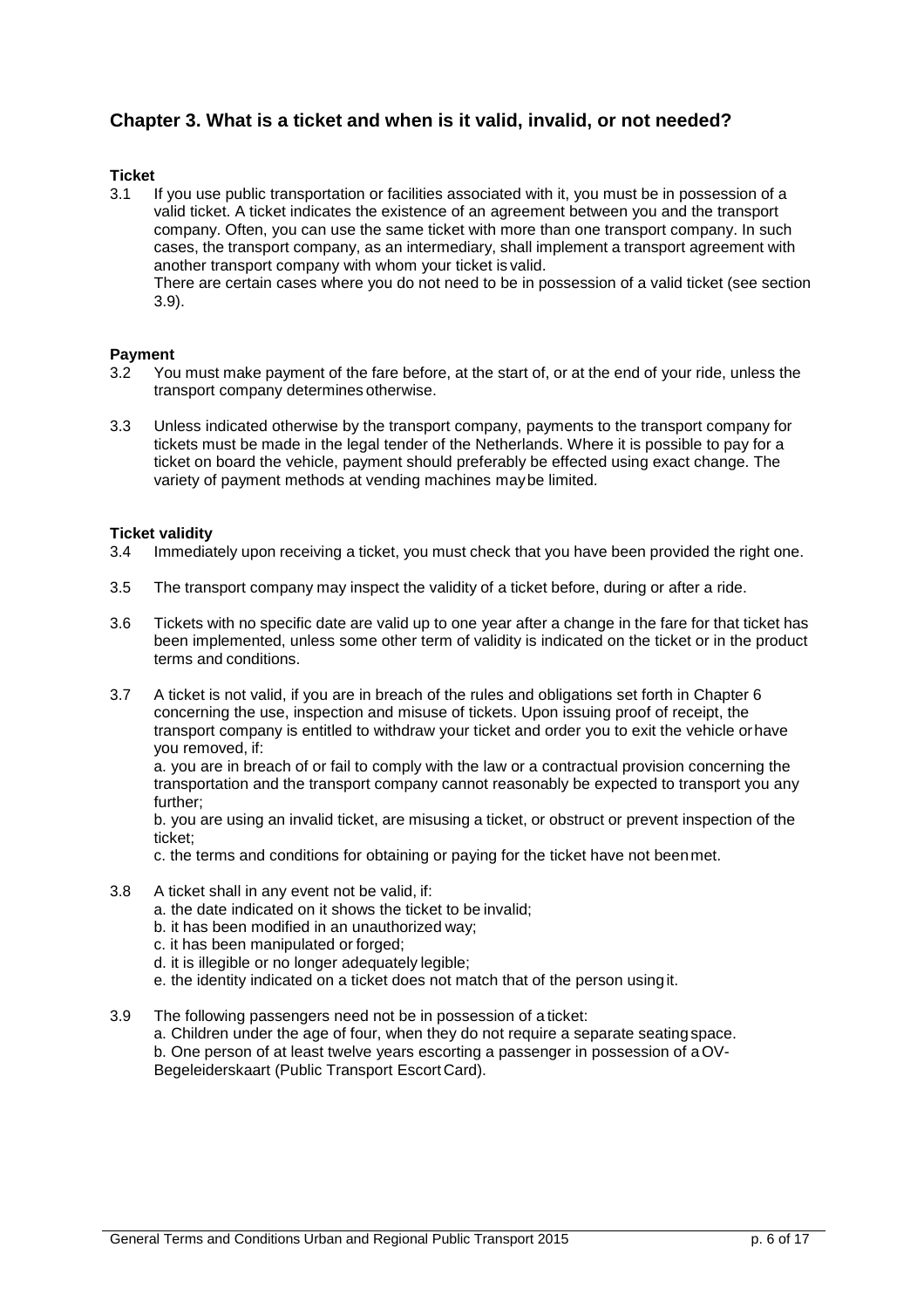## Chapter 3. What is a ticket and when is it valid, invalid, or not needed?

### Ticket

3.1 If you use public transportation or facilities associated with it, you must be in possession of a valid ticket. A ticket indicates the existence of an agreement between you and the transport company. Often, you can use the same ticket with more than one transport company. In such cases, the transport company, as an intermediary, shall implement a transport agreement with another transport company with whom your ticket is valid.
There are certain cases where you do not need to be in possession of a valid ticket (see section 3.9).

### Payment

3.2 You must make payment of the fare before, at the start of, or at the end of your ride, unless the transport company determines otherwise.

3.3 Unless indicated otherwise by the transport company, payments to the transport company for tickets must be made in the legal tender of the Netherlands. Where it is possible to pay for a ticket on board the vehicle, payment should preferably be effected using exact change. The variety of payment methods at vending machines may be limited.

### Ticket validity

3.4 Immediately upon receiving a ticket, you must check that you have been provided the right one.

3.5 The transport company may inspect the validity of a ticket before, during or after a ride.

3.6 Tickets with no specific date are valid up to one year after a change in the fare for that ticket has been implemented, unless some other term of validity is indicated on the ticket or in the product terms and conditions.

3.7 A ticket is not valid, if you are in breach of the rules and obligations set forth in Chapter 6 concerning the use, inspection and misuse of tickets. Upon issuing proof of receipt, the transport company is entitled to withdraw your ticket and order you to exit the vehicle or have you removed, if:
a. you are in breach of or fail to comply with the law or a contractual provision concerning the transportation and the transport company cannot reasonably be expected to transport you any further;
b. you are using an invalid ticket, are misusing a ticket, or obstruct or prevent inspection of the ticket;
c. the terms and conditions for obtaining or paying for the ticket have not been met.

3.8 A ticket shall in any event not be valid, if:
a. the date indicated on it shows the ticket to be invalid;
b. it has been modified in an unauthorized way;
c. it has been manipulated or forged;
d. it is illegible or no longer adequately legible;
e. the identity indicated on a ticket does not match that of the person using it.

3.9 The following passengers need not be in possession of a ticket:
a. Children under the age of four, when they do not require a separate seating space.
b. One person of at least twelve years escorting a passenger in possession of a OV-Begeleiderskaart (Public Transport Escort Card).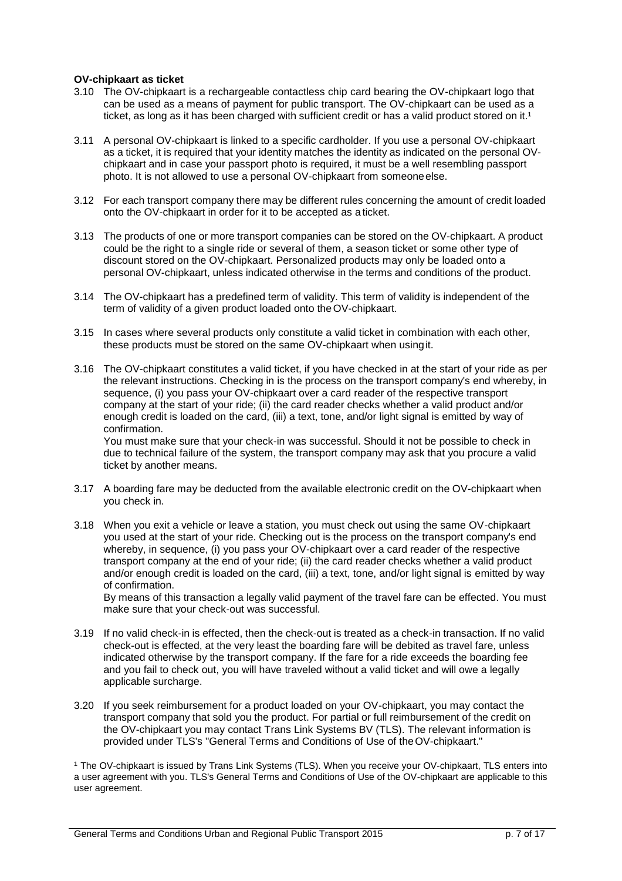**OV-chipkaart as ticket**

3.10 The OV-chipkaart is a rechargeable contactless chip card bearing the OV-chipkaart logo that can be used as a means of payment for public transport. The OV-chipkaart can be used as a ticket, as long as it has been charged with sufficient credit or has a valid product stored on it.[1]

3.11 A personal OV-chipkaart is linked to a specific cardholder. If you use a personal OV-chipkaart as a ticket, it is required that your identity matches the identity as indicated on the personal OV-chipkaart and in case your passport photo is required, it must be a well resembling passport photo. It is not allowed to use a personal OV-chipkaart from someone else.

3.12 For each transport company there may be different rules concerning the amount of credit loaded onto the OV-chipkaart in order for it to be accepted as a ticket.

3.13 The products of one or more transport companies can be stored on the OV-chipkaart. A product could be the right to a single ride or several of them, a season ticket or some other type of discount stored on the OV-chipkaart. Personalized products may only be loaded onto a personal OV-chipkaart, unless indicated otherwise in the terms and conditions of the product.

3.14 The OV-chipkaart has a predefined term of validity. This term of validity is independent of the term of validity of a given product loaded onto the OV-chipkaart.

3.15 In cases where several products only constitute a valid ticket in combination with each other, these products must be stored on the same OV-chipkaart when using it.

3.16 The OV-chipkaart constitutes a valid ticket, if you have checked in at the start of your ride as per the relevant instructions. Checking in is the process on the transport company's end whereby, in sequence, (i) you pass your OV-chipkaart over a card reader of the respective transport company at the start of your ride; (ii) the card reader checks whether a valid product and/or enough credit is loaded on the card, (iii) a text, tone, and/or light signal is emitted by way of confirmation.
You must make sure that your check-in was successful. Should it not be possible to check in due to technical failure of the system, the transport company may ask that you procure a valid ticket by another means.

3.17 A boarding fare may be deducted from the available electronic credit on the OV-chipkaart when you check in.

3.18 When you exit a vehicle or leave a station, you must check out using the same OV-chipkaart you used at the start of your ride. Checking out is the process on the transport company's end whereby, in sequence, (i) you pass your OV-chipkaart over a card reader of the respective transport company at the end of your ride; (ii) the card reader checks whether a valid product and/or enough credit is loaded on the card, (iii) a text, tone, and/or light signal is emitted by way of confirmation.
By means of this transaction a legally valid payment of the travel fare can be effected. You must make sure that your check-out was successful.

3.19 If no valid check-in is effected, then the check-out is treated as a check-in transaction. If no valid check-out is effected, at the very least the boarding fare will be debited as travel fare, unless indicated otherwise by the transport company. If the fare for a ride exceeds the boarding fee and you fail to check out, you will have traveled without a valid ticket and will owe a legally applicable surcharge.

3.20 If you seek reimbursement for a product loaded on your OV-chipkaart, you may contact the transport company that sold you the product. For partial or full reimbursement of the credit on the OV-chipkaart you may contact Trans Link Systems BV (TLS). The relevant information is provided under TLS's "General Terms and Conditions of Use of the OV-chipkaart."

[1] The OV-chipkaart is issued by Trans Link Systems (TLS). When you receive your OV-chipkaart, TLS enters into a user agreement with you. TLS's General Terms and Conditions of Use of the OV-chipkaart are applicable to this user agreement.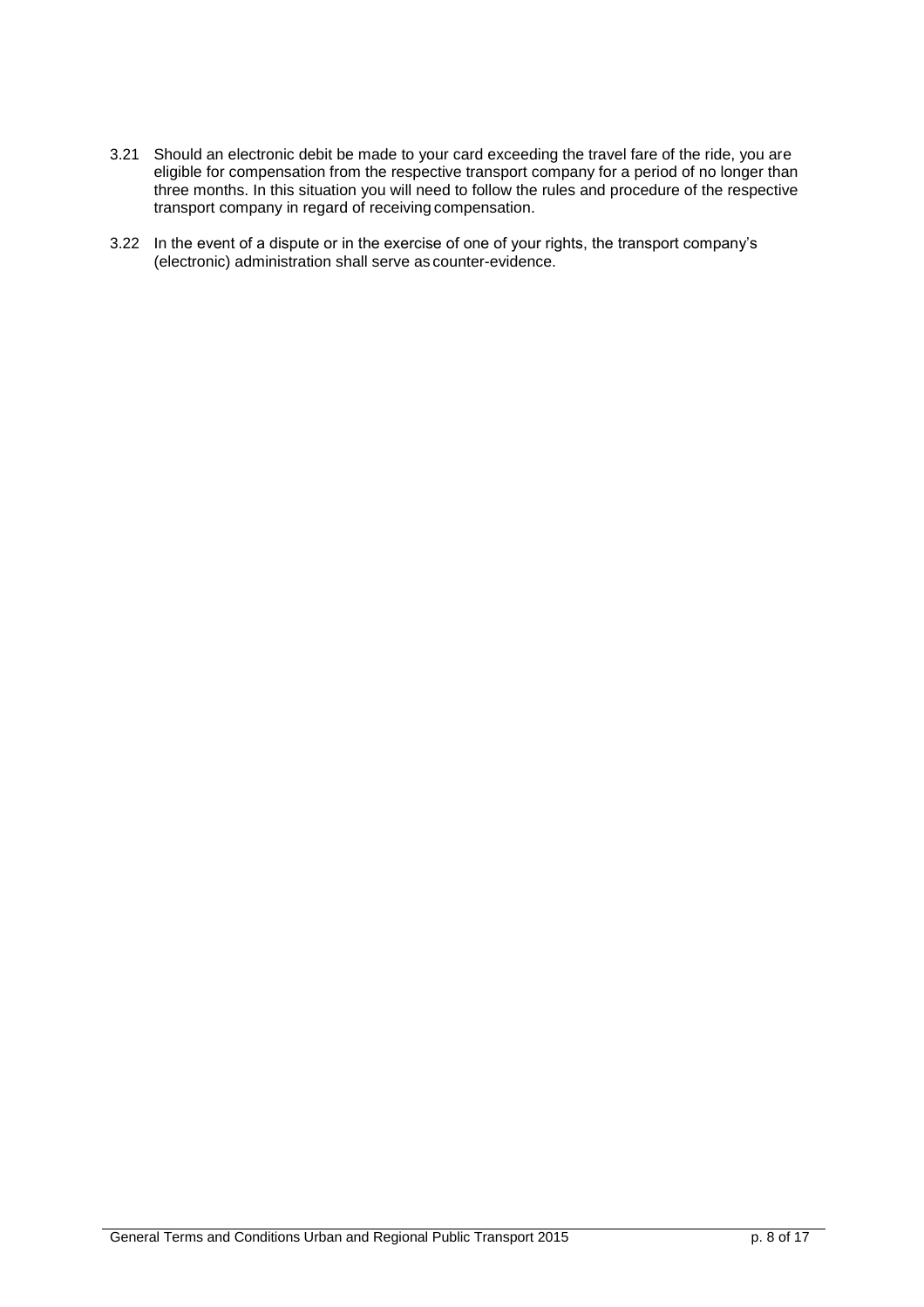3.21 Should an electronic debit be made to your card exceeding the travel fare of the ride, you are eligible for compensation from the respective transport company for a period of no longer than three months. In this situation you will need to follow the rules and procedure of the respective transport company in regard of receiving compensation.

3.22 In the event of a dispute or in the exercise of one of your rights, the transport company's (electronic) administration shall serve as counter-evidence.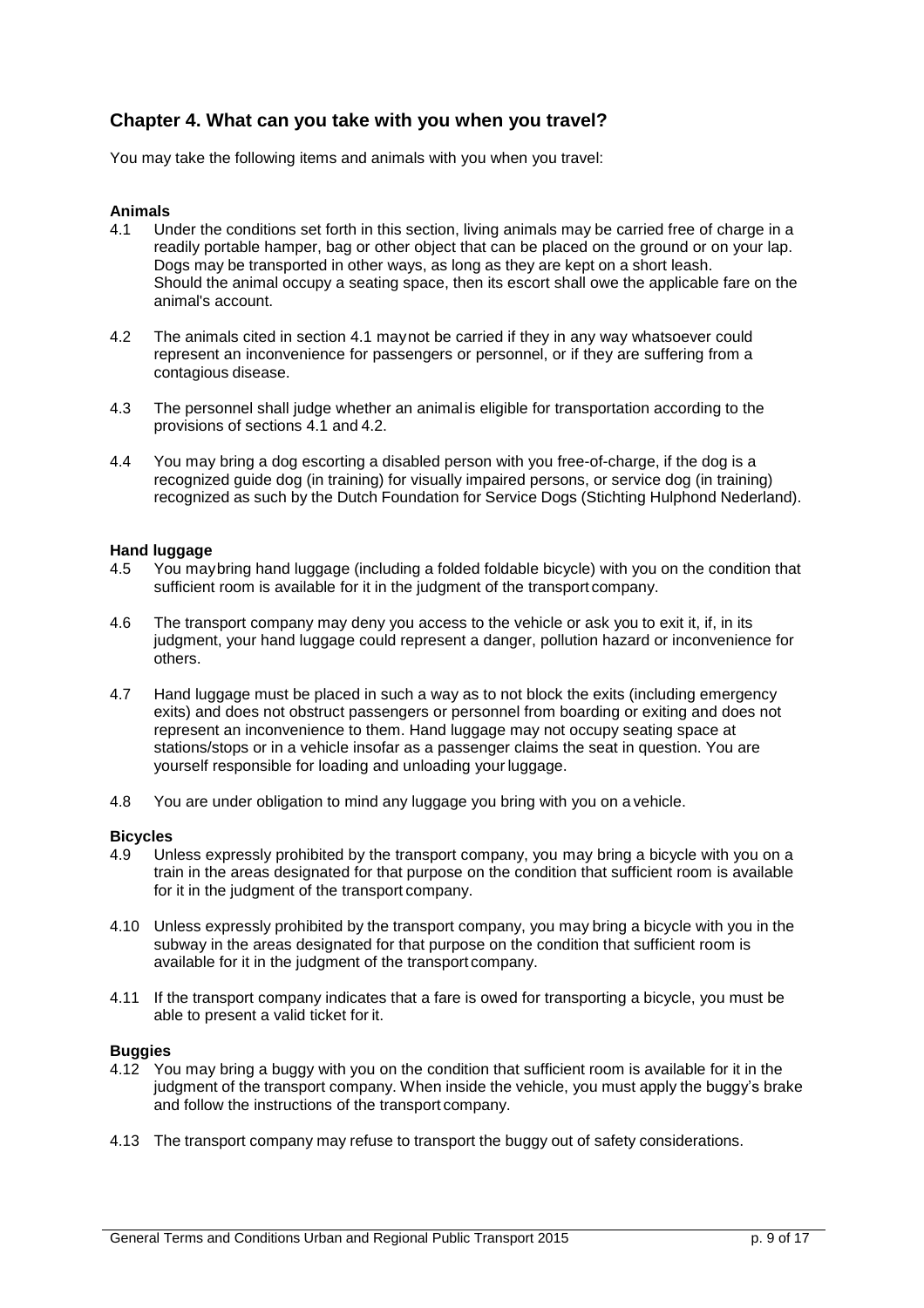## Chapter 4. What can you take with you when you travel?

You may take the following items and animals with you when you travel:

### Animals

4.1 Under the conditions set forth in this section, living animals may be carried free of charge in a readily portable hamper, bag or other object that can be placed on the ground or on your lap. Dogs may be transported in other ways, as long as they are kept on a short leash. Should the animal occupy a seating space, then its escort shall owe the applicable fare on the animal's account.

4.2 The animals cited in section 4.1 may not be carried if they in any way whatsoever could represent an inconvenience for passengers or personnel, or if they are suffering from a contagious disease.

4.3 The personnel shall judge whether an animal is eligible for transportation according to the provisions of sections 4.1 and 4.2.

4.4 You may bring a dog escorting a disabled person with you free-of-charge, if the dog is a recognized guide dog (in training) for visually impaired persons, or service dog (in training) recognized as such by the Dutch Foundation for Service Dogs (Stichting Hulphond Nederland).

### Hand luggage

4.5 You may bring hand luggage (including a folded foldable bicycle) with you on the condition that sufficient room is available for it in the judgment of the transport company.

4.6 The transport company may deny you access to the vehicle or ask you to exit it, if, in its judgment, your hand luggage could represent a danger, pollution hazard or inconvenience for others.

4.7 Hand luggage must be placed in such a way as to not block the exits (including emergency exits) and does not obstruct passengers or personnel from boarding or exiting and does not represent an inconvenience to them. Hand luggage may not occupy seating space at stations/stops or in a vehicle insofar as a passenger claims the seat in question. You are yourself responsible for loading and unloading your luggage.

4.8 You are under obligation to mind any luggage you bring with you on a vehicle.

### Bicycles

4.9 Unless expressly prohibited by the transport company, you may bring a bicycle with you on a train in the areas designated for that purpose on the condition that sufficient room is available for it in the judgment of the transport company.

4.10 Unless expressly prohibited by the transport company, you may bring a bicycle with you in the subway in the areas designated for that purpose on the condition that sufficient room is available for it in the judgment of the transport company.

4.11 If the transport company indicates that a fare is owed for transporting a bicycle, you must be able to present a valid ticket for it.

### Buggies

4.12 You may bring a buggy with you on the condition that sufficient room is available for it in the judgment of the transport company. When inside the vehicle, you must apply the buggy's brake and follow the instructions of the transport company.

4.13 The transport company may refuse to transport the buggy out of safety considerations.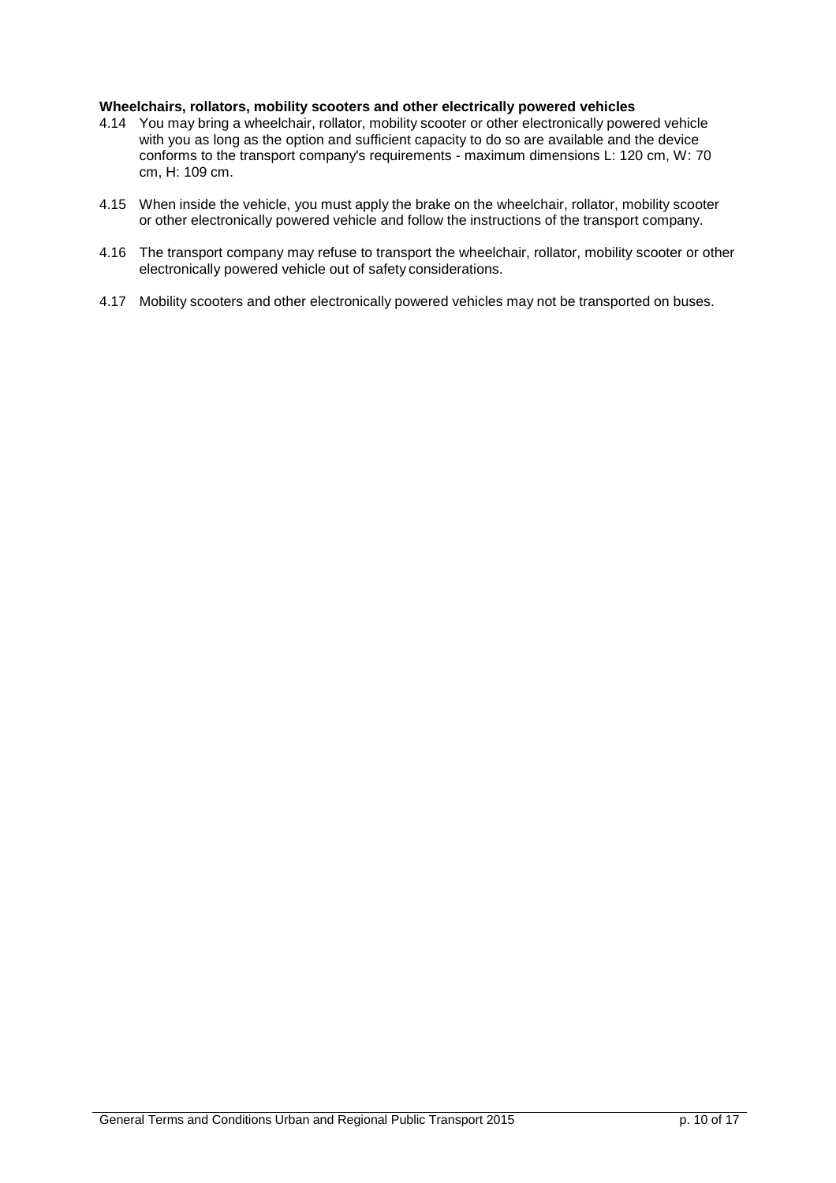**Wheelchairs, rollators, mobility scooters and other electrically powered vehicles**

4.14 You may bring a wheelchair, rollator, mobility scooter or other electronically powered vehicle with you as long as the option and sufficient capacity to do so are available and the device conforms to the transport company's requirements - maximum dimensions L: 120 cm, W: 70 cm, H: 109 cm.

4.15 When inside the vehicle, you must apply the brake on the wheelchair, rollator, mobility scooter or other electronically powered vehicle and follow the instructions of the transport company.

4.16 The transport company may refuse to transport the wheelchair, rollator, mobility scooter or other electronically powered vehicle out of safety considerations.

4.17 Mobility scooters and other electronically powered vehicles may not be transported on buses.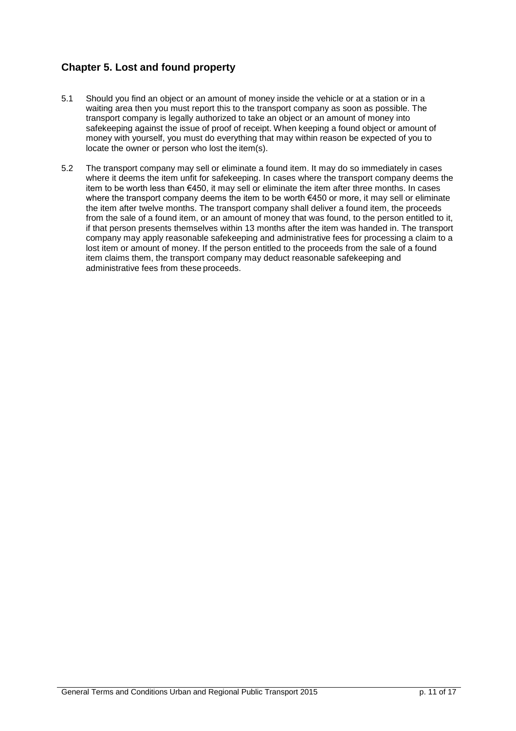## Chapter 5. Lost and found property

5.1 Should you find an object or an amount of money inside the vehicle or at a station or in a waiting area then you must report this to the transport company as soon as possible. The transport company is legally authorized to take an object or an amount of money into safekeeping against the issue of proof of receipt. When keeping a found object or amount of money with yourself, you must do everything that may within reason be expected of you to locate the owner or person who lost the item(s).

5.2 The transport company may sell or eliminate a found item. It may do so immediately in cases where it deems the item unfit for safekeeping. In cases where the transport company deems the item to be worth less than €450, it may sell or eliminate the item after three months. In cases where the transport company deems the item to be worth €450 or more, it may sell or eliminate the item after twelve months. The transport company shall deliver a found item, the proceeds from the sale of a found item, or an amount of money that was found, to the person entitled to it, if that person presents themselves within 13 months after the item was handed in. The transport company may apply reasonable safekeeping and administrative fees for processing a claim to a lost item or amount of money. If the person entitled to the proceeds from the sale of a found item claims them, the transport company may deduct reasonable safekeeping and administrative fees from these proceeds.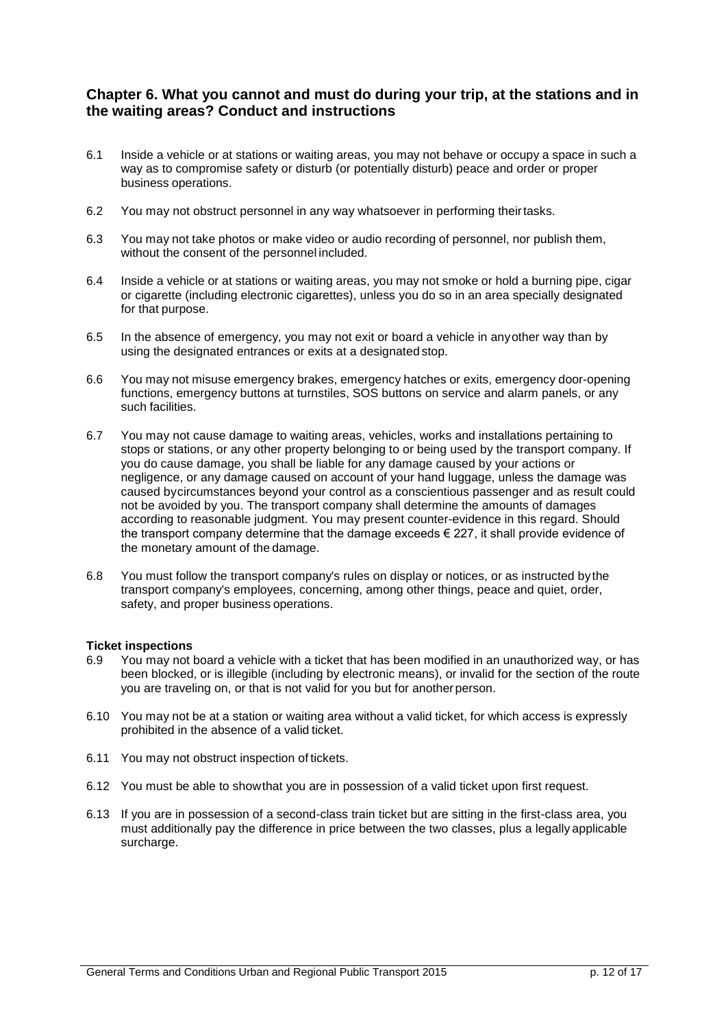## Chapter 6. What you cannot and must do during your trip, at the stations and in the waiting areas? Conduct and instructions

6.1 Inside a vehicle or at stations or waiting areas, you may not behave or occupy a space in such a way as to compromise safety or disturb (or potentially disturb) peace and order or proper business operations.

6.2 You may not obstruct personnel in any way whatsoever in performing their tasks.

6.3 You may not take photos or make video or audio recording of personnel, nor publish them, without the consent of the personnel included.

6.4 Inside a vehicle or at stations or waiting areas, you may not smoke or hold a burning pipe, cigar or cigarette (including electronic cigarettes), unless you do so in an area specially designated for that purpose.

6.5 In the absence of emergency, you may not exit or board a vehicle in any other way than by using the designated entrances or exits at a designated stop.

6.6 You may not misuse emergency brakes, emergency hatches or exits, emergency door-opening functions, emergency buttons at turnstiles, SOS buttons on service and alarm panels, or any such facilities.

6.7 You may not cause damage to waiting areas, vehicles, works and installations pertaining to stops or stations, or any other property belonging to or being used by the transport company. If you do cause damage, you shall be liable for any damage caused by your actions or negligence, or any damage caused on account of your hand luggage, unless the damage was caused by circumstances beyond your control as a conscientious passenger and as result could not be avoided by you. The transport company shall determine the amounts of damages according to reasonable judgment. You may present counter-evidence in this regard. Should the transport company determine that the damage exceeds € 227, it shall provide evidence of the monetary amount of the damage.

6.8 You must follow the transport company's rules on display or notices, or as instructed by the transport company's employees, concerning, among other things, peace and quiet, order, safety, and proper business operations.

**Ticket inspections**

6.9 You may not board a vehicle with a ticket that has been modified in an unauthorized way, or has been blocked, or is illegible (including by electronic means), or invalid for the section of the route you are traveling on, or that is not valid for you but for another person.

6.10 You may not be at a station or waiting area without a valid ticket, for which access is expressly prohibited in the absence of a valid ticket.

6.11 You may not obstruct inspection of tickets.

6.12 You must be able to show that you are in possession of a valid ticket upon first request.

6.13 If you are in possession of a second-class train ticket but are sitting in the first-class area, you must additionally pay the difference in price between the two classes, plus a legally applicable surcharge.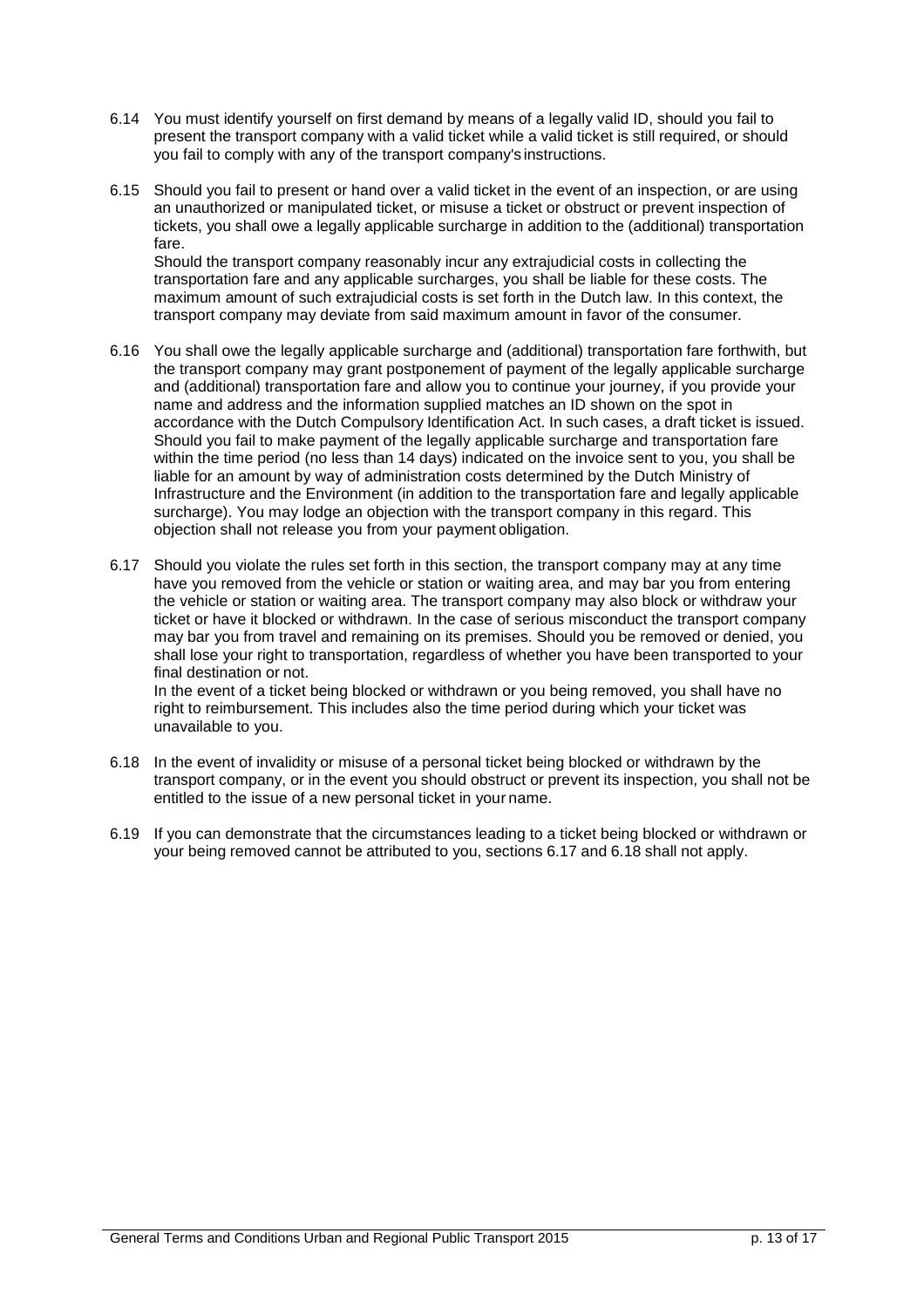6.14 You must identify yourself on first demand by means of a legally valid ID, should you fail to present the transport company with a valid ticket while a valid ticket is still required, or should you fail to comply with any of the transport company's instructions.

6.15 Should you fail to present or hand over a valid ticket in the event of an inspection, or are using an unauthorized or manipulated ticket, or misuse a ticket or obstruct or prevent inspection of tickets, you shall owe a legally applicable surcharge in addition to the (additional) transportation fare.
Should the transport company reasonably incur any extrajudicial costs in collecting the transportation fare and any applicable surcharges, you shall be liable for these costs. The maximum amount of such extrajudicial costs is set forth in the Dutch law. In this context, the transport company may deviate from said maximum amount in favor of the consumer.

6.16 You shall owe the legally applicable surcharge and (additional) transportation fare forthwith, but the transport company may grant postponement of payment of the legally applicable surcharge and (additional) transportation fare and allow you to continue your journey, if you provide your name and address and the information supplied matches an ID shown on the spot in accordance with the Dutch Compulsory Identification Act. In such cases, a draft ticket is issued. Should you fail to make payment of the legally applicable surcharge and transportation fare within the time period (no less than 14 days) indicated on the invoice sent to you, you shall be liable for an amount by way of administration costs determined by the Dutch Ministry of Infrastructure and the Environment (in addition to the transportation fare and legally applicable surcharge). You may lodge an objection with the transport company in this regard. This objection shall not release you from your payment obligation.

6.17 Should you violate the rules set forth in this section, the transport company may at any time have you removed from the vehicle or station or waiting area, and may bar you from entering the vehicle or station or waiting area. The transport company may also block or withdraw your ticket or have it blocked or withdrawn. In the case of serious misconduct the transport company may bar you from travel and remaining on its premises. Should you be removed or denied, you shall lose your right to transportation, regardless of whether you have been transported to your final destination or not.
In the event of a ticket being blocked or withdrawn or you being removed, you shall have no right to reimbursement. This includes also the time period during which your ticket was unavailable to you.

6.18 In the event of invalidity or misuse of a personal ticket being blocked or withdrawn by the transport company, or in the event you should obstruct or prevent its inspection, you shall not be entitled to the issue of a new personal ticket in your name.

6.19 If you can demonstrate that the circumstances leading to a ticket being blocked or withdrawn or your being removed cannot be attributed to you, sections 6.17 and 6.18 shall not apply.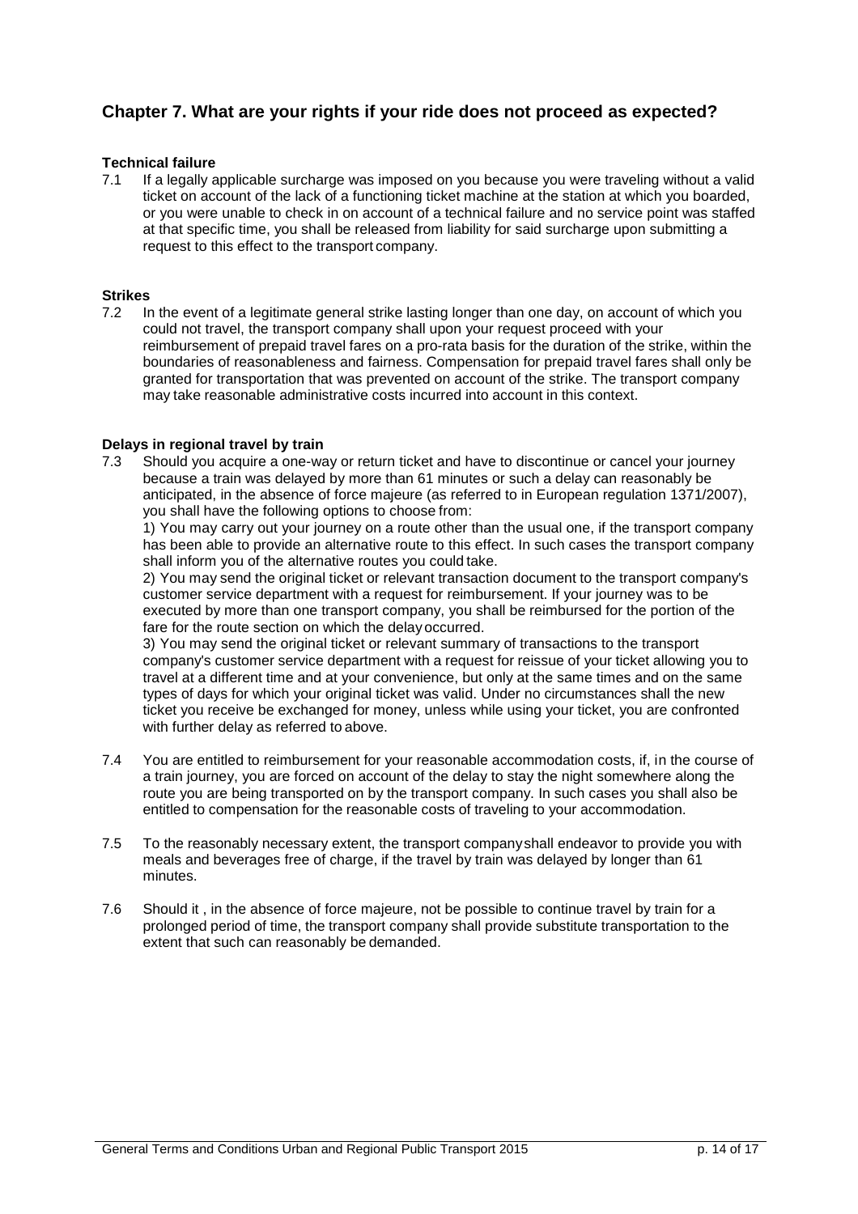## Chapter 7. What are your rights if your ride does not proceed as expected?

**Technical failure**

7.1 If a legally applicable surcharge was imposed on you because you were traveling without a valid ticket on account of the lack of a functioning ticket machine at the station at which you boarded, or you were unable to check in on account of a technical failure and no service point was staffed at that specific time, you shall be released from liability for said surcharge upon submitting a request to this effect to the transport company.

**Strikes**

7.2 In the event of a legitimate general strike lasting longer than one day, on account of which you could not travel, the transport company shall upon your request proceed with your reimbursement of prepaid travel fares on a pro-rata basis for the duration of the strike, within the boundaries of reasonableness and fairness. Compensation for prepaid travel fares shall only be granted for transportation that was prevented on account of the strike. The transport company may take reasonable administrative costs incurred into account in this context.

**Delays in regional travel by train**

7.3 Should you acquire a one-way or return ticket and have to discontinue or cancel your journey because a train was delayed by more than 61 minutes or such a delay can reasonably be anticipated, in the absence of force majeure (as referred to in European regulation 1371/2007), you shall have the following options to choose from:

1) You may carry out your journey on a route other than the usual one, if the transport company has been able to provide an alternative route to this effect. In such cases the transport company shall inform you of the alternative routes you could take.

2) You may send the original ticket or relevant transaction document to the transport company's customer service department with a request for reimbursement. If your journey was to be executed by more than one transport company, you shall be reimbursed for the portion of the fare for the route section on which the delay occurred.

3) You may send the original ticket or relevant summary of transactions to the transport company's customer service department with a request for reissue of your ticket allowing you to travel at a different time and at your convenience, but only at the same times and on the same types of days for which your original ticket was valid. Under no circumstances shall the new ticket you receive be exchanged for money, unless while using your ticket, you are confronted with further delay as referred to above.

7.4 You are entitled to reimbursement for your reasonable accommodation costs, if, in the course of a train journey, you are forced on account of the delay to stay the night somewhere along the route you are being transported on by the transport company. In such cases you shall also be entitled to compensation for the reasonable costs of traveling to your accommodation.

7.5 To the reasonably necessary extent, the transport company shall endeavor to provide you with meals and beverages free of charge, if the travel by train was delayed by longer than 61 minutes.

7.6 Should it , in the absence of force majeure, not be possible to continue travel by train for a prolonged period of time, the transport company shall provide substitute transportation to the extent that such can reasonably be demanded.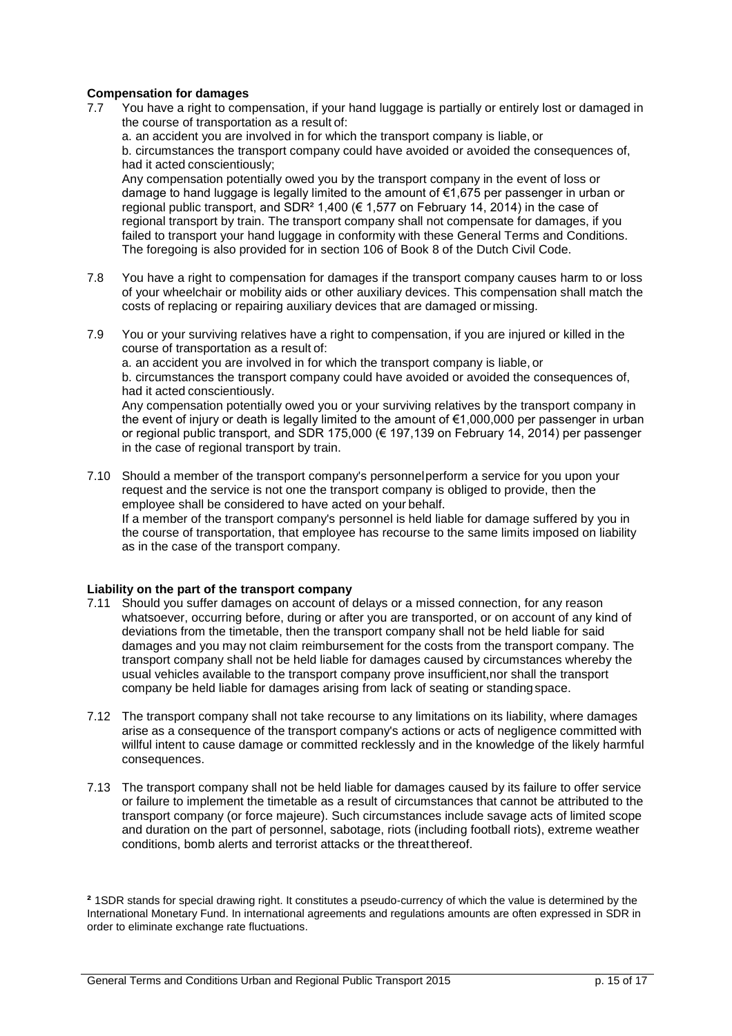**Compensation for damages**

7.7 You have a right to compensation, if your hand luggage is partially or entirely lost or damaged in the course of transportation as a result of:

a. an accident you are involved in for which the transport company is liable, or

b. circumstances the transport company could have avoided or avoided the consequences of, had it acted conscientiously;

Any compensation potentially owed you by the transport company in the event of loss or damage to hand luggage is legally limited to the amount of €1,675 per passenger in urban or regional public transport, and SDR[2] 1,400 (€ 1,577 on February 14, 2014) in the case of regional transport by train. The transport company shall not compensate for damages, if you failed to transport your hand luggage in conformity with these General Terms and Conditions. The foregoing is also provided for in section 106 of Book 8 of the Dutch Civil Code.

7.8 You have a right to compensation for damages if the transport company causes harm to or loss of your wheelchair or mobility aids or other auxiliary devices. This compensation shall match the costs of replacing or repairing auxiliary devices that are damaged or missing.

7.9 You or your surviving relatives have a right to compensation, if you are injured or killed in the course of transportation as a result of:

a. an accident you are involved in for which the transport company is liable, or

b. circumstances the transport company could have avoided or avoided the consequences of, had it acted conscientiously.

Any compensation potentially owed you or your surviving relatives by the transport company in the event of injury or death is legally limited to the amount of €1,000,000 per passenger in urban or regional public transport, and SDR 175,000 (€ 197,139 on February 14, 2014) per passenger in the case of regional transport by train.

7.10 Should a member of the transport company's personnel perform a service for you upon your request and the service is not one the transport company is obliged to provide, then the employee shall be considered to have acted on your behalf.

If a member of the transport company's personnel is held liable for damage suffered by you in the course of transportation, that employee has recourse to the same limits imposed on liability as in the case of the transport company.

**Liability on the part of the transport company**

7.11 Should you suffer damages on account of delays or a missed connection, for any reason whatsoever, occurring before, during or after you are transported, or on account of any kind of deviations from the timetable, then the transport company shall not be held liable for said damages and you may not claim reimbursement for the costs from the transport company. The transport company shall not be held liable for damages caused by circumstances whereby the usual vehicles available to the transport company prove insufficient, nor shall the transport company be held liable for damages arising from lack of seating or standing space.

7.12 The transport company shall not take recourse to any limitations on its liability, where damages arise as a consequence of the transport company's actions or acts of negligence committed with willful intent to cause damage or committed recklessly and in the knowledge of the likely harmful consequences.

7.13 The transport company shall not be held liable for damages caused by its failure to offer service or failure to implement the timetable as a result of circumstances that cannot be attributed to the transport company (or force majeure). Such circumstances include savage acts of limited scope and duration on the part of personnel, sabotage, riots (including football riots), extreme weather conditions, bomb alerts and terrorist attacks or the threat thereof.

[2] 1SDR stands for special drawing right. It constitutes a pseudo-currency of which the value is determined by the International Monetary Fund. In international agreements and regulations amounts are often expressed in SDR in order to eliminate exchange rate fluctuations.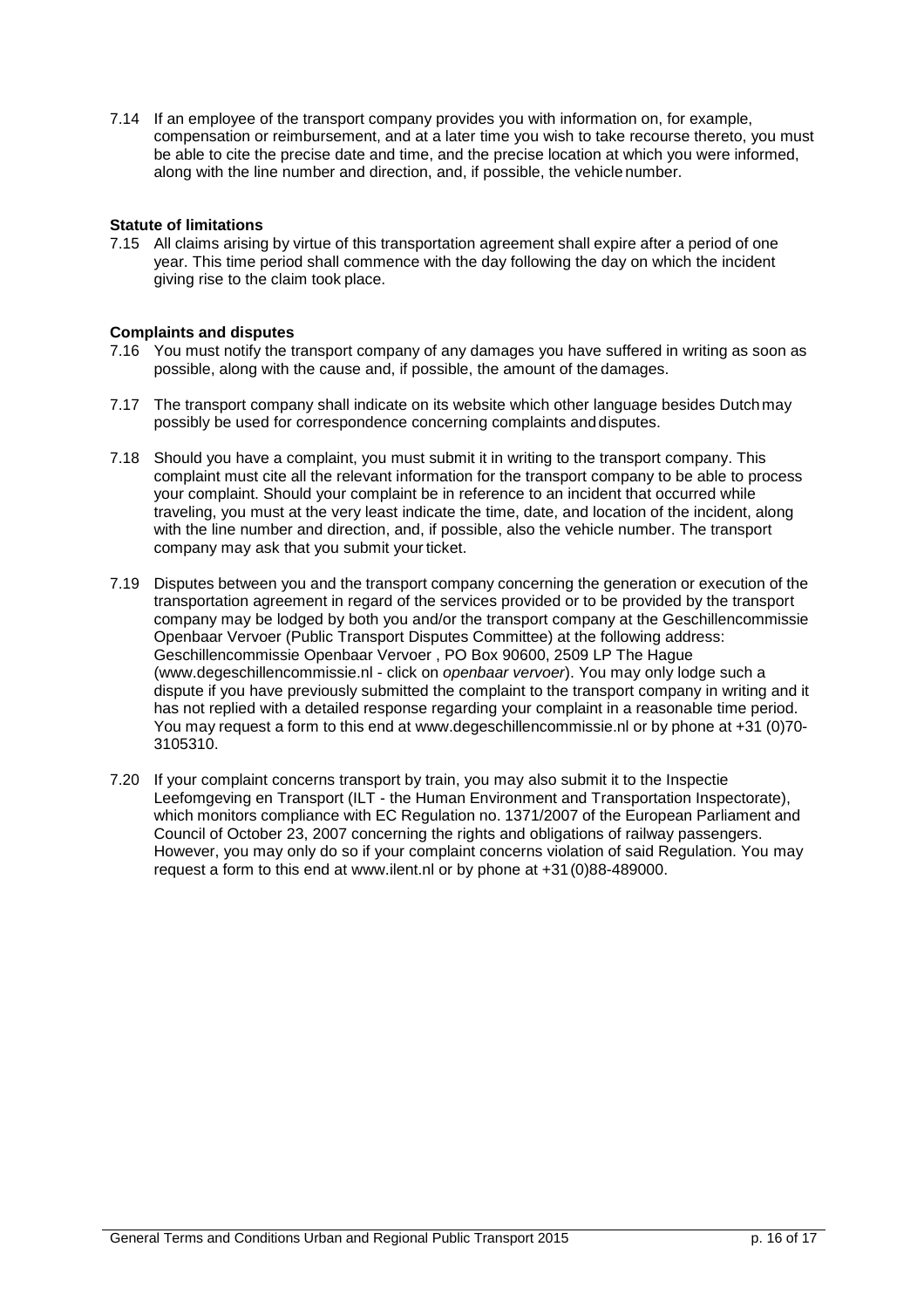7.14 If an employee of the transport company provides you with information on, for example, compensation or reimbursement, and at a later time you wish to take recourse thereto, you must be able to cite the precise date and time, and the precise location at which you were informed, along with the line number and direction, and, if possible, the vehicle number.

**Statute of limitations**

7.15 All claims arising by virtue of this transportation agreement shall expire after a period of one year. This time period shall commence with the day following the day on which the incident giving rise to the claim took place.

**Complaints and disputes**

7.16 You must notify the transport company of any damages you have suffered in writing as soon as possible, along with the cause and, if possible, the amount of the damages.

7.17 The transport company shall indicate on its website which other language besides Dutch may possibly be used for correspondence concerning complaints and disputes.

7.18 Should you have a complaint, you must submit it in writing to the transport company. This complaint must cite all the relevant information for the transport company to be able to process your complaint. Should your complaint be in reference to an incident that occurred while traveling, you must at the very least indicate the time, date, and location of the incident, along with the line number and direction, and, if possible, also the vehicle number. The transport company may ask that you submit your ticket.

7.19 Disputes between you and the transport company concerning the generation or execution of the transportation agreement in regard of the services provided or to be provided by the transport company may be lodged by both you and/or the transport company at the Geschillencommissie Openbaar Vervoer (Public Transport Disputes Committee) at the following address: Geschillencommissie Openbaar Vervoer , PO Box 90600, 2509 LP The Hague (www.degeschillencommissie.nl - click on *openbaar vervoer*). You may only lodge such a dispute if you have previously submitted the complaint to the transport company in writing and it has not replied with a detailed response regarding your complaint in a reasonable time period. You may request a form to this end at www.degeschillencommissie.nl or by phone at +31 (0)70-3105310.

7.20 If your complaint concerns transport by train, you may also submit it to the Inspectie Leefomgeving en Transport (ILT - the Human Environment and Transportation Inspectorate), which monitors compliance with EC Regulation no. 1371/2007 of the European Parliament and Council of October 23, 2007 concerning the rights and obligations of railway passengers. However, you may only do so if your complaint concerns violation of said Regulation. You may request a form to this end at www.ilent.nl or by phone at +31 (0)88-489000.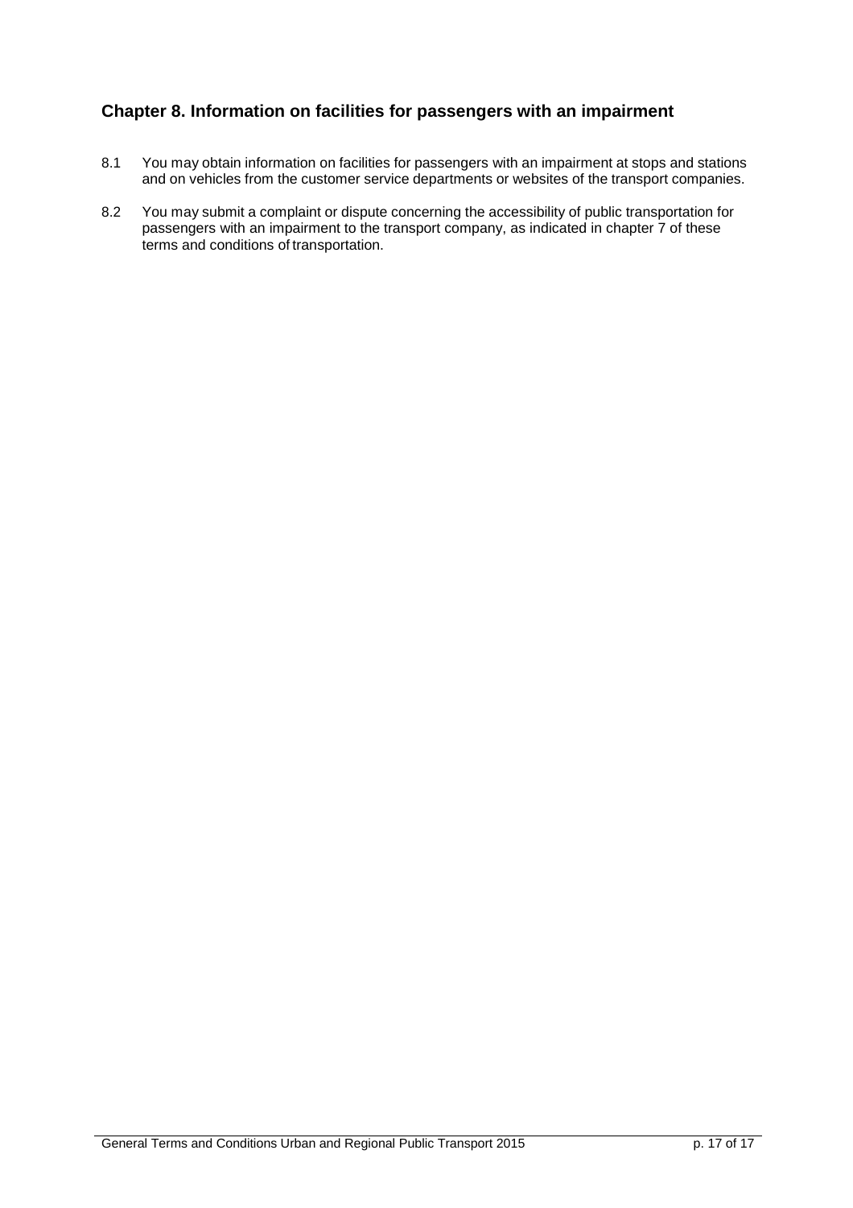## Chapter 8. Information on facilities for passengers with an impairment

8.1 You may obtain information on facilities for passengers with an impairment at stops and stations and on vehicles from the customer service departments or websites of the transport companies.

8.2 You may submit a complaint or dispute concerning the accessibility of public transportation for passengers with an impairment to the transport company, as indicated in chapter 7 of these terms and conditions of transportation.